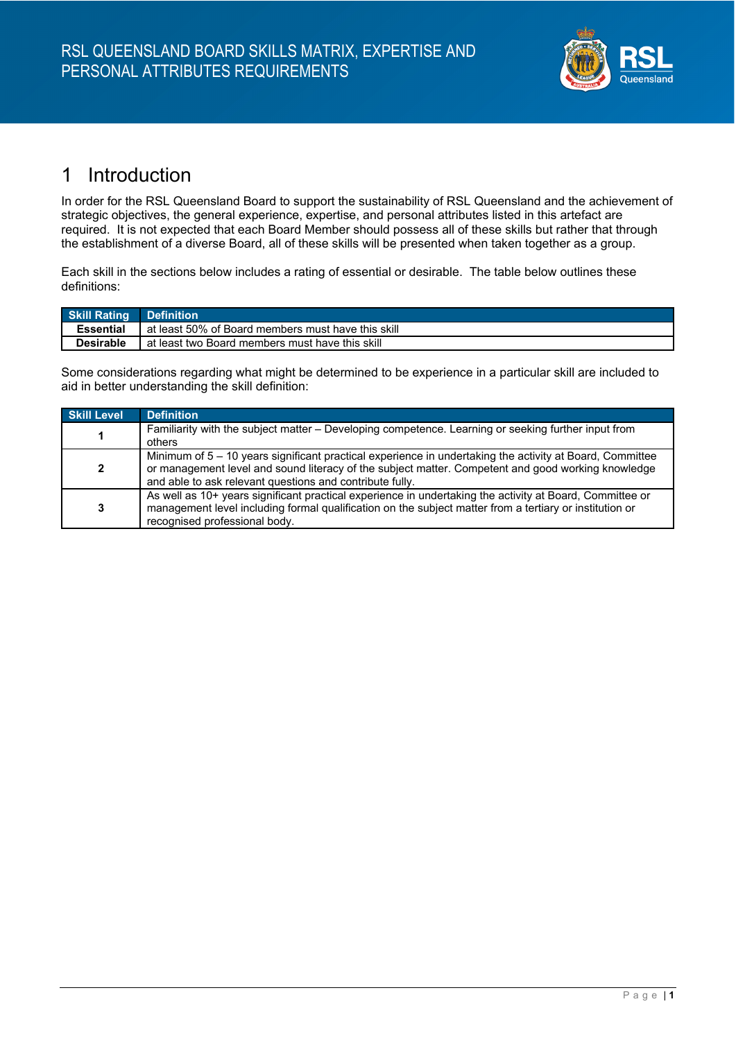# RSL QUEENSLAND BOARD SKILLS MATRIX, EXPERTISE AND PERSONAL ATTRIBUTES REQUIREMENTS

## 1 Introduction

In order for the RSL Queensland Board to support the sustainability of RSL Queensland and the achievement of strategic objectives, the general experience, expertise, and personal attributes listed in this artefact are required. It is not expected that each Board Member should possess all of these skills but rather that through the establishment of a diverse Board, all of these skills will be presented when taken together as a group.

Each skill in the sections below includes a rating of essential or desirable. The table below outlines these definitions:

| Skill Rating | Definition |
| --- | --- |
| **Essential** | at least 50% of Board members must have this skill |
| **Desirable** | at least two Board members must have this skill |

Some considerations regarding what might be determined to be experience in a particular skill are included to aid in better understanding the skill definition:

| Skill Level | Definition |
| --- | --- |
| **1** | Familiarity with the subject matter – Developing competence. Learning or seeking further input from others |
| **2** | Minimum of 5 – 10 years significant practical experience in undertaking the activity at Board, Committee or management level and sound literacy of the subject matter. Competent and good working knowledge and able to ask relevant questions and contribute fully. |
| **3** | As well as 10+ years significant practical experience in undertaking the activity at Board, Committee or management level including formal qualification on the subject matter from a tertiary or institution or recognised professional body. |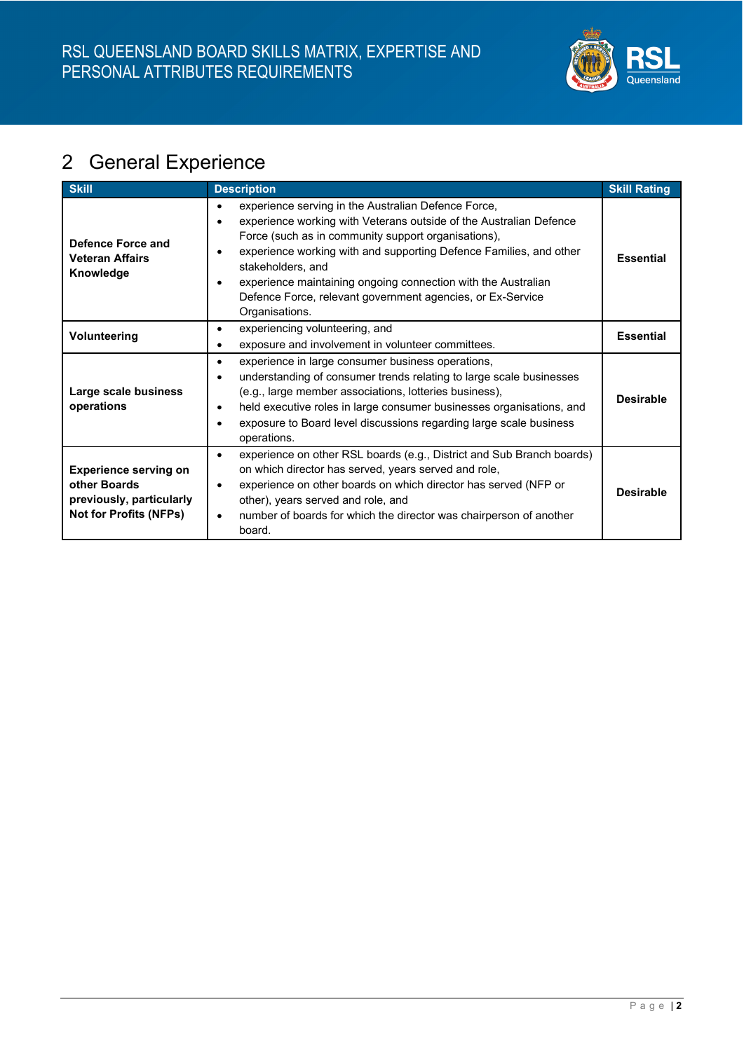## 2 General Experience

| Skill | Description | Skill Rating |
|---|---|---|
| **Defence Force and Veteran Affairs Knowledge** | • experience serving in the Australian Defence Force,<br>• experience working with Veterans outside of the Australian Defence Force (such as in community support organisations),<br>• experience working with and supporting Defence Families, and other stakeholders, and<br>• experience maintaining ongoing connection with the Australian Defence Force, relevant government agencies, or Ex-Service Organisations. | **Essential** |
| **Volunteering** | • experiencing volunteering, and<br>• exposure and involvement in volunteer committees. | **Essential** |
| **Large scale business operations** | • experience in large consumer business operations,<br>• understanding of consumer trends relating to large scale businesses (e.g., large member associations, lotteries business),<br>• held executive roles in large consumer businesses organisations, and<br>• exposure to Board level discussions regarding large scale business operations. | **Desirable** |
| **Experience serving on other Boards previously, particularly Not for Profits (NFPs)** | • experience on other RSL boards (e.g., District and Sub Branch boards) on which director has served, years served and role,<br>• experience on other boards on which director has served (NFP or other), years served and role, and<br>• number of boards for which the director was chairperson of another board. | **Desirable** |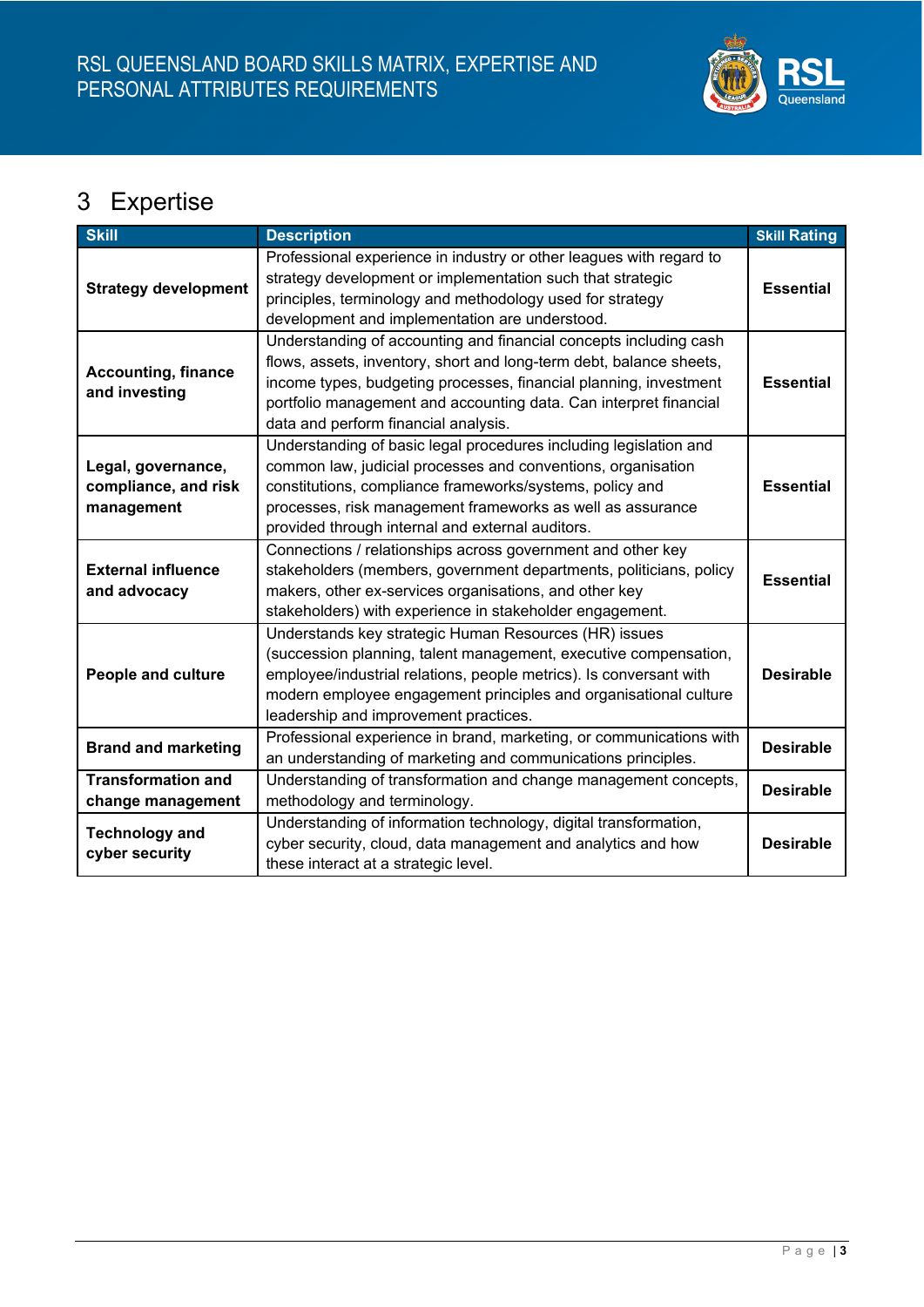# 3 Expertise

| Skill | Description | Skill Rating |
|---|---|---|
| **Strategy development** | Professional experience in industry or other leagues with regard to strategy development or implementation such that strategic principles, terminology and methodology used for strategy development and implementation are understood. | **Essential** |
| **Accounting, finance and investing** | Understanding of accounting and financial concepts including cash flows, assets, inventory, short and long-term debt, balance sheets, income types, budgeting processes, financial planning, investment portfolio management and accounting data. Can interpret financial data and perform financial analysis. | **Essential** |
| **Legal, governance, compliance, and risk management** | Understanding of basic legal procedures including legislation and common law, judicial processes and conventions, organisation constitutions, compliance frameworks/systems, policy and processes, risk management frameworks as well as assurance provided through internal and external auditors. | **Essential** |
| **External influence and advocacy** | Connections / relationships across government and other key stakeholders (members, government departments, politicians, policy makers, other ex-services organisations, and other key stakeholders) with experience in stakeholder engagement. | **Essential** |
| **People and culture** | Understands key strategic Human Resources (HR) issues (succession planning, talent management, executive compensation, employee/industrial relations, people metrics). Is conversant with modern employee engagement principles and organisational culture leadership and improvement practices. | **Desirable** |
| **Brand and marketing** | Professional experience in brand, marketing, or communications with an understanding of marketing and communications principles. | **Desirable** |
| **Transformation and change management** | Understanding of transformation and change management concepts, methodology and terminology. | **Desirable** |
| **Technology and cyber security** | Understanding of information technology, digital transformation, cyber security, cloud, data management and analytics and how these interact at a strategic level. | **Desirable** |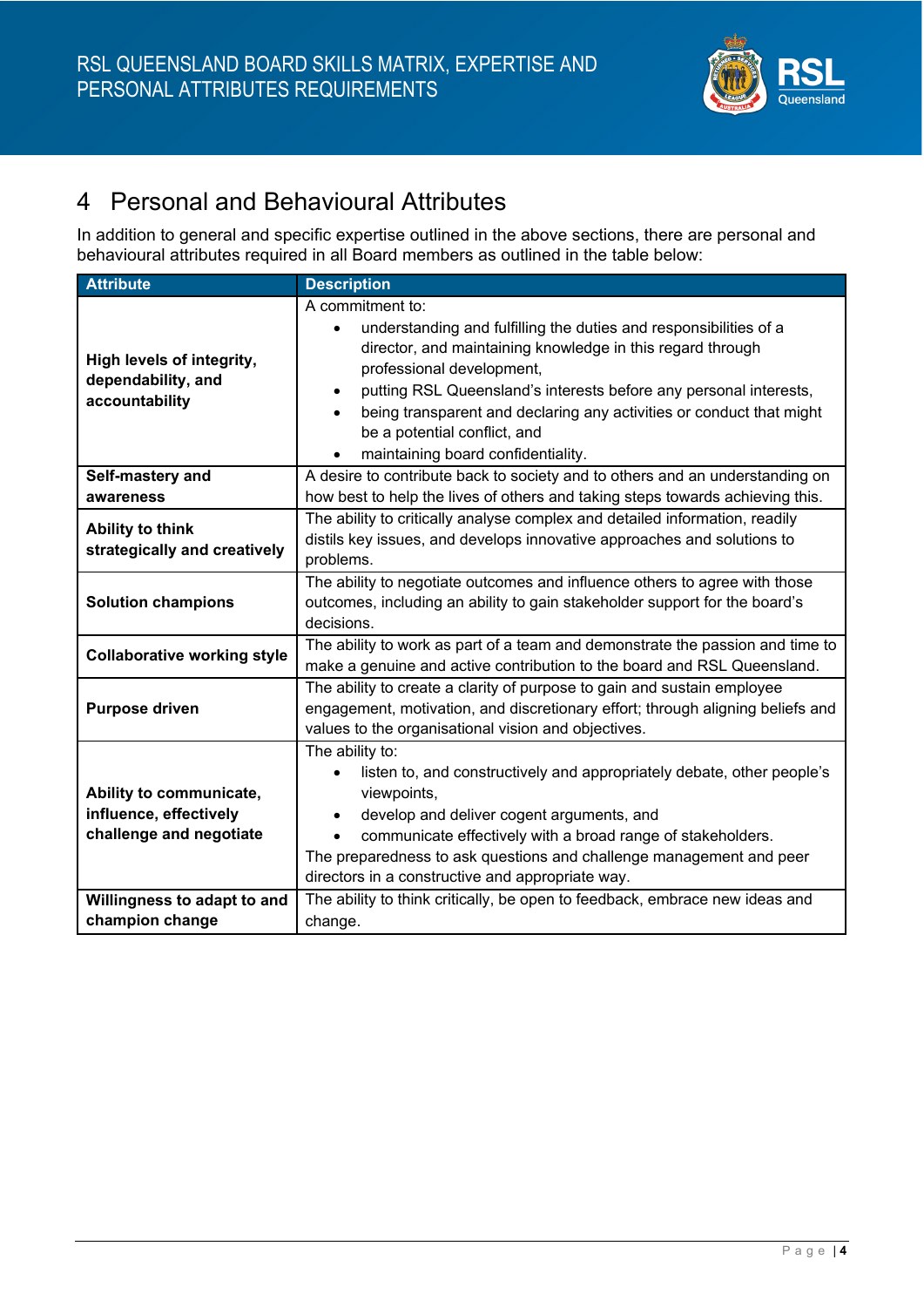# 4 Personal and Behavioural Attributes

In addition to general and specific expertise outlined in the above sections, there are personal and behavioural attributes required in all Board members as outlined in the table below:

| Attribute | Description |
|---|---|
| **High levels of integrity, dependability, and accountability** | A commitment to:<br>• understanding and fulfilling the duties and responsibilities of a director, and maintaining knowledge in this regard through professional development,<br>• putting RSL Queensland's interests before any personal interests,<br>• being transparent and declaring any activities or conduct that might be a potential conflict, and<br>• maintaining board confidentiality. |
| **Self-mastery and awareness** | A desire to contribute back to society and to others and an understanding on how best to help the lives of others and taking steps towards achieving this. |
| **Ability to think strategically and creatively** | The ability to critically analyse complex and detailed information, readily distils key issues, and develops innovative approaches and solutions to problems. |
| **Solution champions** | The ability to negotiate outcomes and influence others to agree with those outcomes, including an ability to gain stakeholder support for the board's decisions. |
| **Collaborative working style** | The ability to work as part of a team and demonstrate the passion and time to make a genuine and active contribution to the board and RSL Queensland. |
| **Purpose driven** | The ability to create a clarity of purpose to gain and sustain employee engagement, motivation, and discretionary effort; through aligning beliefs and values to the organisational vision and objectives. |
| **Ability to communicate, influence, effectively challenge and negotiate** | The ability to:<br>• listen to, and constructively and appropriately debate, other people's viewpoints,<br>• develop and deliver cogent arguments, and<br>• communicate effectively with a broad range of stakeholders.<br>The preparedness to ask questions and challenge management and peer directors in a constructive and appropriate way. |
| **Willingness to adapt to and champion change** | The ability to think critically, be open to feedback, embrace new ideas and change. |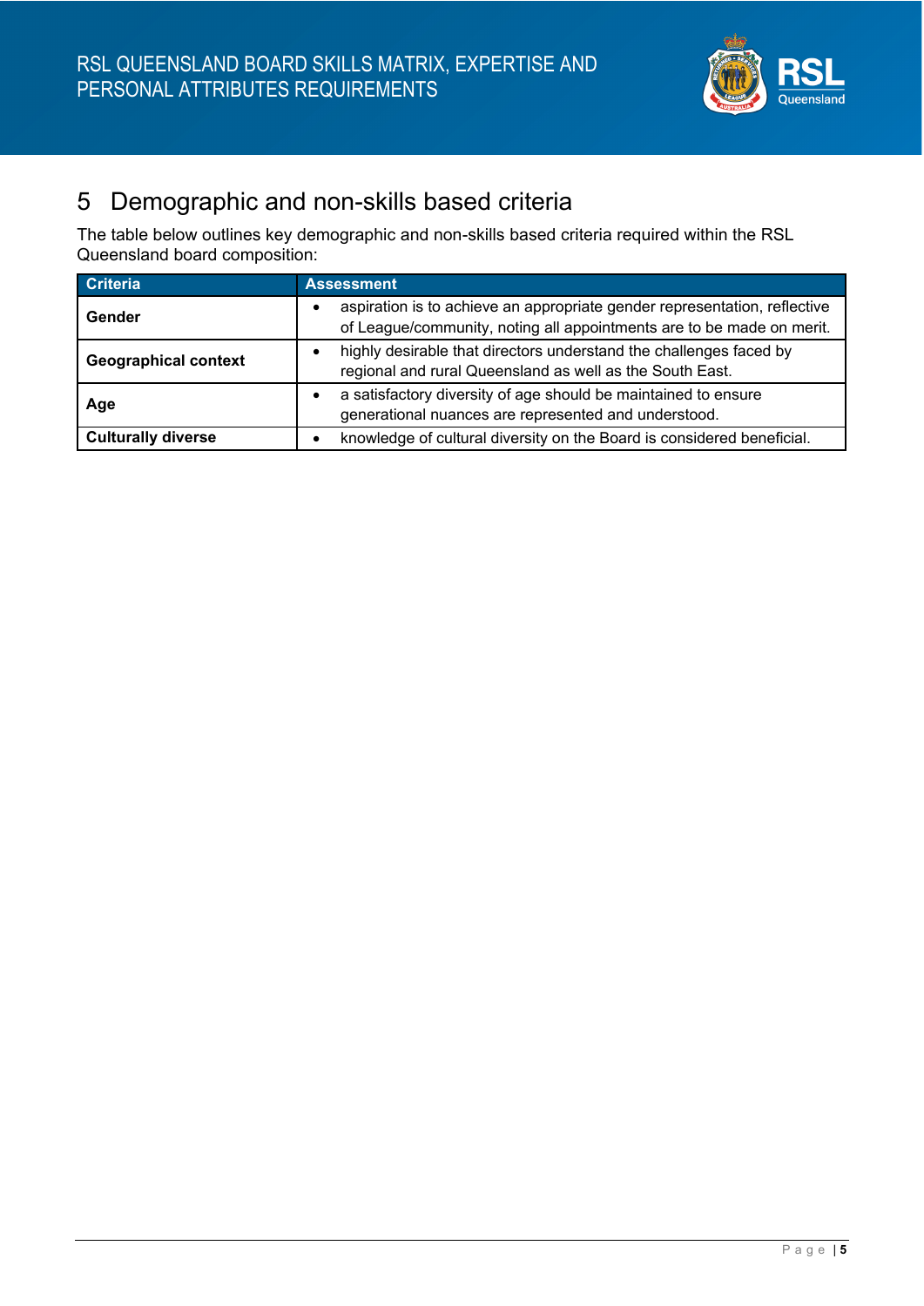## 5 Demographic and non-skills based criteria

The table below outlines key demographic and non-skills based criteria required within the RSL Queensland board composition:

| Criteria | Assessment |
|---|---|
| **Gender** | • aspiration is to achieve an appropriate gender representation, reflective of League/community, noting all appointments are to be made on merit. |
| **Geographical context** | • highly desirable that directors understand the challenges faced by regional and rural Queensland as well as the South East. |
| **Age** | • a satisfactory diversity of age should be maintained to ensure generational nuances are represented and understood. |
| **Culturally diverse** | • knowledge of cultural diversity on the Board is considered beneficial. |